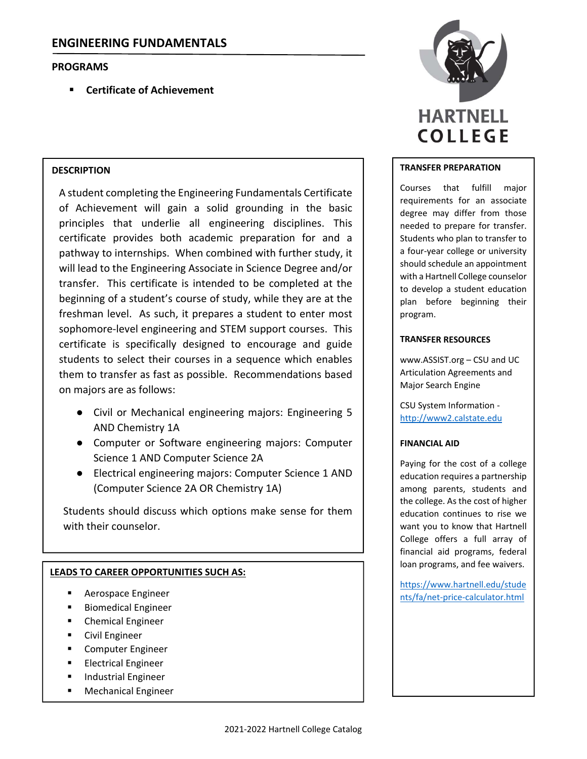# ENGINEERING FUNDAMENTALS

## PROGRAMS

- **Certificate of Achievement**

HARTNELL COLLEGE

### DESCRIPTION

A student completing the Engineering Fundamentals Certificate of Achievement will gain a solid grounding in the basic principles that underlie all engineering disciplines. This certificate provides both academic preparation for and a pathway to internships. When combined with further study, it will lead to the Engineering Associate in Science Degree and/or transfer. This certificate is intended to be completed at the beginning of a student's course of study, while they are at the freshman level. As such, it prepares a student to enter most sophomore-level engineering and STEM support courses. This certificate is specifically designed to encourage and guide students to select their courses in a sequence which enables them to transfer as fast as possible. Recommendations based on majors are as follows:

- Civil or Mechanical engineering majors: Engineering 5 AND Chemistry 1A
- Computer or Software engineering majors: Computer Science 1 AND Computer Science 2A
- Electrical engineering majors: Computer Science 1 AND (Computer Science 2A OR Chemistry 1A)

Students should discuss which options make sense for them with their counselor.

### LEADS TO CAREER OPPORTUNITIES SUCH AS:

- Aerospace Engineer
- Biomedical Engineer
- Chemical Engineer
- Civil Engineer
- Computer Engineer
- Electrical Engineer
- Industrial Engineer
- Mechanical Engineer

### TRANSFER PREPARATION

Courses that fulfill major requirements for an associate degree may differ from those needed to prepare for transfer. Students who plan to transfer to a four-year college or university should schedule an appointment with a Hartnell College counselor to develop a student education plan before beginning their program.

### TRANSFER RESOURCES

www.ASSIST.org – CSU and UC Articulation Agreements and Major Search Engine

CSU System Information - http://www2.calstate.edu

### FINANCIAL AID

Paying for the cost of a college education requires a partnership among parents, students and the college. As the cost of higher education continues to rise we want you to know that Hartnell College offers a full array of financial aid programs, federal loan programs, and fee waivers.

https://www.hartnell.edu/students/fa/net-price-calculator.html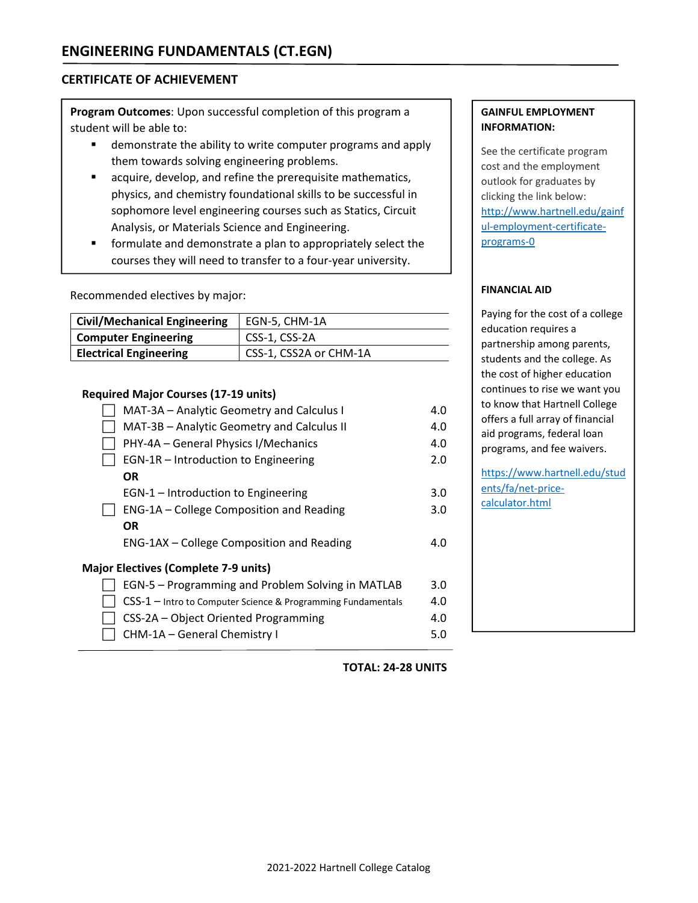# ENGINEERING FUNDAMENTALS (CT.EGN)

## CERTIFICATE OF ACHIEVEMENT

**Program Outcomes**: Upon successful completion of this program a student will be able to:

- demonstrate the ability to write computer programs and apply them towards solving engineering problems.
- acquire, develop, and refine the prerequisite mathematics, physics, and chemistry foundational skills to be successful in sophomore level engineering courses such as Statics, Circuit Analysis, or Materials Science and Engineering.
- formulate and demonstrate a plan to appropriately select the courses they will need to transfer to a four-year university.

Recommended electives by major:

| | |
|---|---|
| **Civil/Mechanical Engineering** | EGN-5, CHM-1A |
| **Computer Engineering** | CSS-1, CSS-2A |
| **Electrical Engineering** | CSS-1, CSS2A or CHM-1A |

**Required Major Courses (17-19 units)**

| | | |
|---|---|---|
| ☐ | MAT-3A – Analytic Geometry and Calculus I | 4.0 |
| ☐ | MAT-3B – Analytic Geometry and Calculus II | 4.0 |
| ☐ | PHY-4A – General Physics I/Mechanics | 4.0 |
| ☐ | EGN-1R – Introduction to Engineering | 2.0 |
| | **OR** | |
| | EGN-1 – Introduction to Engineering | 3.0 |
| ☐ | ENG-1A – College Composition and Reading | 3.0 |
| | **OR** | |
| | ENG-1AX – College Composition and Reading | 4.0 |

**Major Electives (Complete 7-9 units)**

| | | |
|---|---|---|
| ☐ | EGN-5 – Programming and Problem Solving in MATLAB | 3.0 |
| ☐ | CSS-1 – Intro to Computer Science & Programming Fundamentals | 4.0 |
| ☐ | CSS-2A – Object Oriented Programming | 4.0 |
| ☐ | CHM-1A – General Chemistry I | 5.0 |

**TOTAL: 24-28 UNITS**

**GAINFUL EMPLOYMENT INFORMATION:**

See the certificate program cost and the employment outlook for graduates by clicking the link below:
http://www.hartnell.edu/gainful-employment-certificate-programs-0

**FINANCIAL AID**

Paying for the cost of a college education requires a partnership among parents, students and the college. As the cost of higher education continues to rise we want you to know that Hartnell College offers a full array of financial aid programs, federal loan programs, and fee waivers.

https://www.hartnell.edu/students/fa/net-price-calculator.html